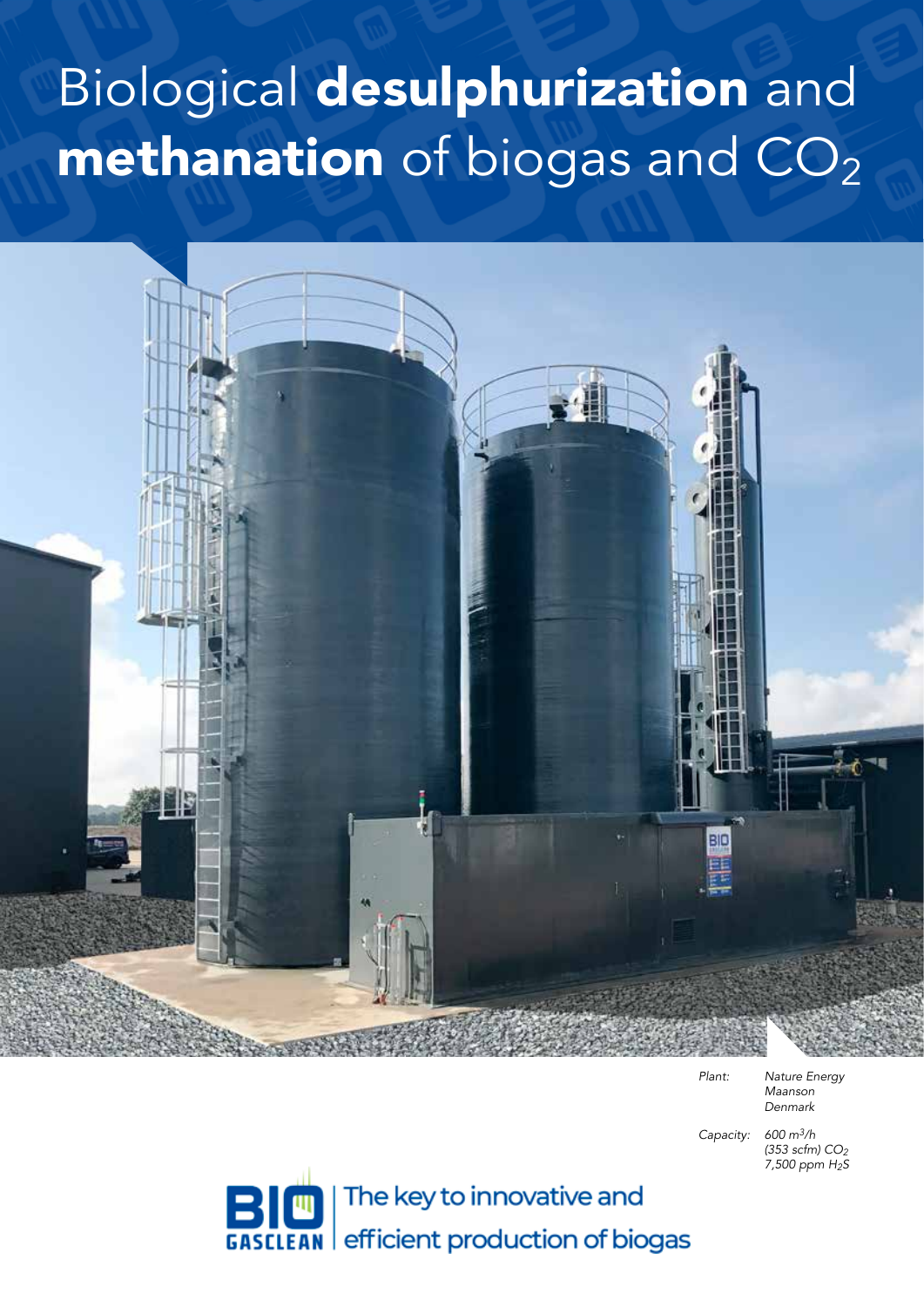# Biological **desulphurization** and **methanation** of biogas and $CO_2$

| | |
|---|---|
| *Plant:* | *Nature Energy Maanson Denmark* |
| *Capacity:* | *600 $m^3/h$ (353 scfm) $CO_2$ 7,500 ppm $H_2S$* |

The key to innovative and efficient production of biogas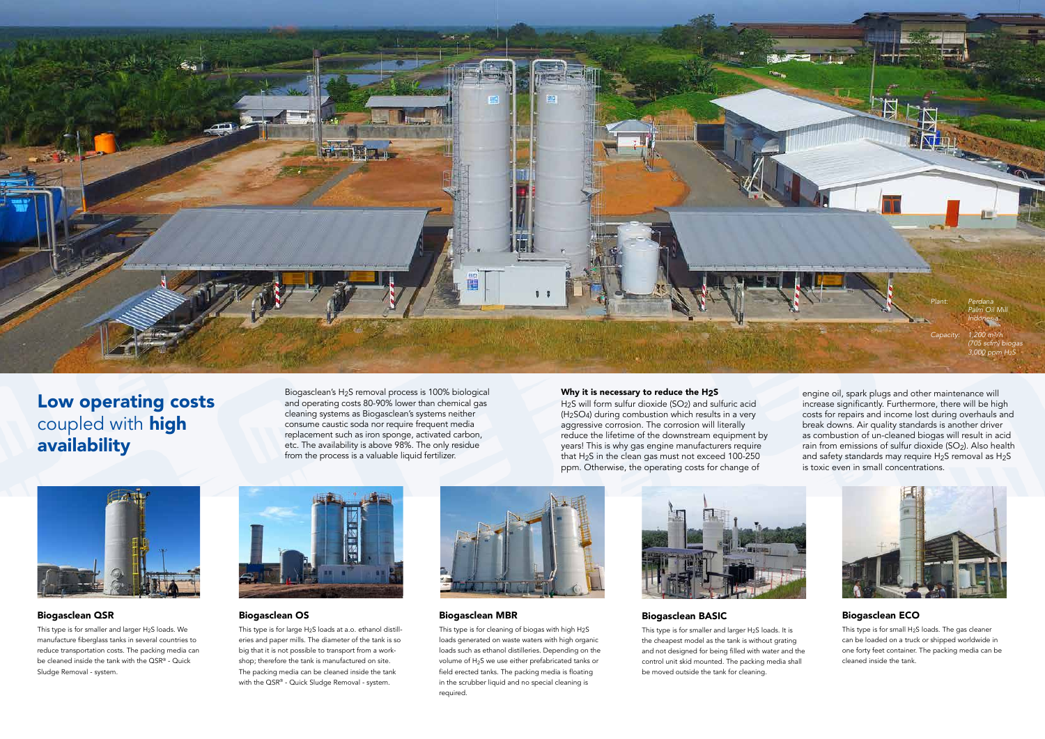Plant: Perdana Palm Oil Mill Indonesia

Capacity: 1,200 m³/h (705 scfm) biogas 3,000 ppm $H_2S$

# Low operating costs coupled with high availability

Biogasclean's $H_2S$ removal process is 100% biological and operating costs 80-90% lower than chemical gas cleaning systems as Biogasclean's systems neither consume caustic soda nor require frequent media replacement such as iron sponge, activated carbon, etc. The availability is above 98%. The only residue from the process is a valuable liquid fertilizer.

**Why it is necessary to reduce the $H_2S$**

$H_2S$ will form sulfur dioxide ($SO_2$) and sulfuric acid ($H_2SO_4$) during combustion which results in a very aggressive corrosion. The corrosion will literally reduce the lifetime of the downstream equipment by years! This is why gas engine manufacturers require that $H_2S$ in the clean gas must not exceed 100-250 ppm. Otherwise, the operating costs for change of engine oil, spark plugs and other maintenance will increase significantly. Furthermore, there will be high costs for repairs and income lost during overhauls and break downs. Air quality standards is another driver as combustion of un-cleaned biogas will result in acid rain from emissions of sulfur dioxide ($SO_2$). Also health and safety standards may require $H_2S$ removal as $H_2S$ is toxic even in small concentrations.

### Biogasclean QSR

This type is for smaller and larger $H_2S$ loads. We manufacture fiberglass tanks in several countries to reduce transportation costs. The packing media can be cleaned inside the tank with the QSR® - Quick Sludge Removal - system.

### Biogasclean OS

This type is for large $H_2S$ loads at a.o. ethanol distilleries and paper mills. The diameter of the tank is so big that it is not possible to transport from a workshop; therefore the tank is manufactured on site. The packing media can be cleaned inside the tank with the QSR® - Quick Sludge Removal - system.

### Biogasclean MBR

This type is for cleaning of biogas with high $H_2S$ loads generated on waste waters with high organic loads such as ethanol distilleries. Depending on the volume of $H_2S$ we use either prefabricated tanks or field erected tanks. The packing media is floating in the scrubber liquid and no special cleaning is required.

### Biogasclean BASIC

This type is for smaller and larger $H_2S$ loads. It is the cheapest model as the tank is without grating and not designed for being filled with water and the control unit skid mounted. The packing media shall be moved outside the tank for cleaning.

### Biogasclean ECO

This type is for small $H_2S$ loads. The gas cleaner can be loaded on a truck or shipped worldwide in one forty feet container. The packing media can be cleaned inside the tank.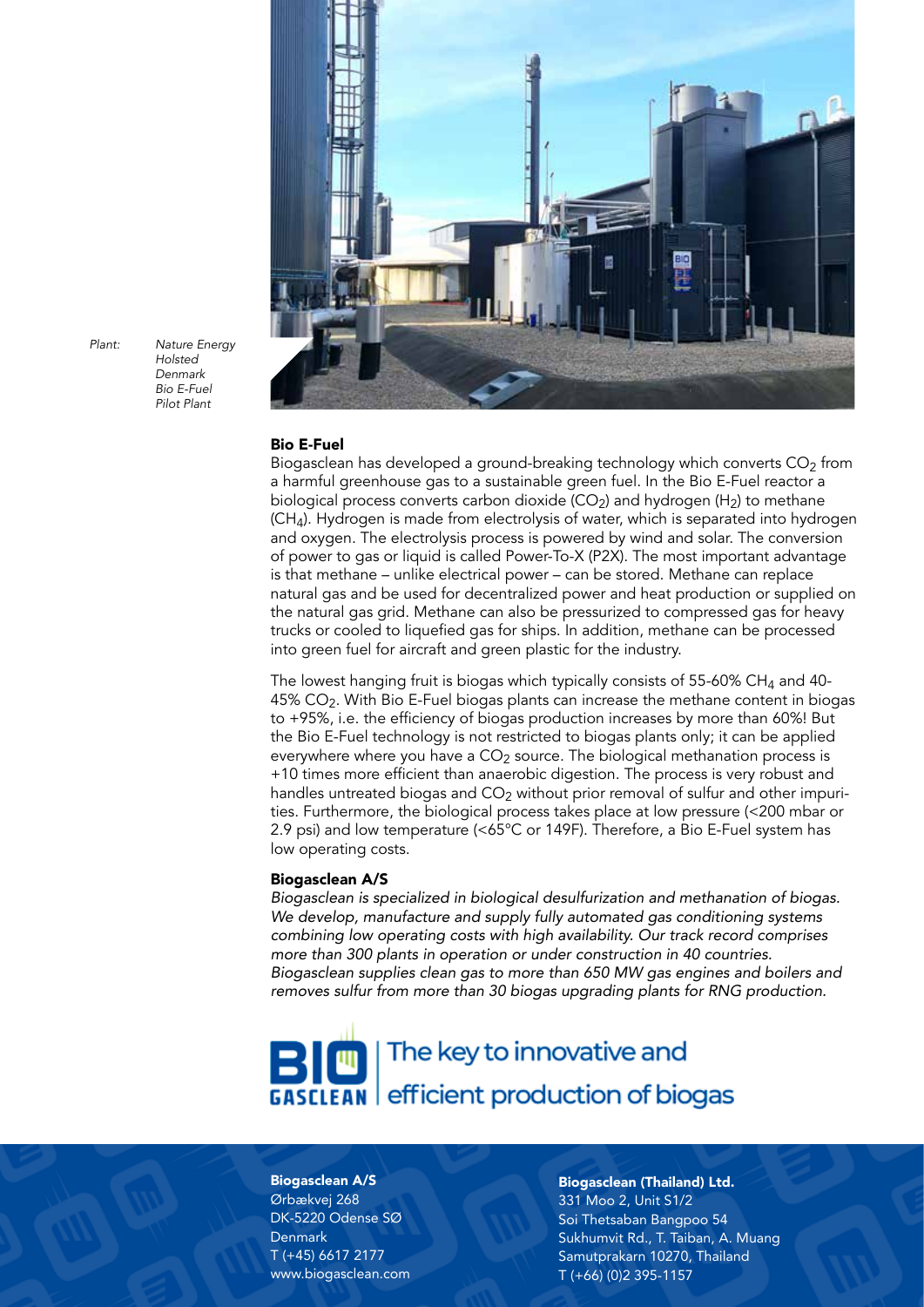Plant: *Nature Energy Holsted Denmark Bio E-Fuel Pilot Plant*

## Bio E-Fuel

Biogasclean has developed a ground-breaking technology which converts $CO_2$ from a harmful greenhouse gas to a sustainable green fuel. In the Bio E-Fuel reactor a biological process converts carbon dioxide ($CO_2$) and hydrogen ($H_2$) to methane ($CH_4$). Hydrogen is made from electrolysis of water, which is separated into hydrogen and oxygen. The electrolysis process is powered by wind and solar. The conversion of power to gas or liquid is called Power-To-X (P2X). The most important advantage is that methane – unlike electrical power – can be stored. Methane can replace natural gas and be used for decentralized power and heat production or supplied on the natural gas grid. Methane can also be pressurized to compressed gas for heavy trucks or cooled to liquefied gas for ships. In addition, methane can be processed into green fuel for aircraft and green plastic for the industry.

The lowest hanging fruit is biogas which typically consists of 55-60% $CH_4$ and 40-45% $CO_2$. With Bio E-Fuel biogas plants can increase the methane content in biogas to +95%, i.e. the efficiency of biogas production increases by more than 60%! But the Bio E-Fuel technology is not restricted to biogas plants only; it can be applied everywhere where you have a $CO_2$ source. The biological methanation process is +10 times more efficient than anaerobic digestion. The process is very robust and handles untreated biogas and $CO_2$ without prior removal of sulfur and other impurities. Furthermore, the biological process takes place at low pressure (<200 mbar or 2.9 psi) and low temperature (<65°C or 149F). Therefore, a Bio E-Fuel system has low operating costs.

## Biogasclean A/S

*Biogasclean is specialized in biological desulfurization and methanation of biogas. We develop, manufacture and supply fully automated gas conditioning systems combining low operating costs with high availability. Our track record comprises more than 300 plants in operation or under construction in 40 countries. Biogasclean supplies clean gas to more than 650 MW gas engines and boilers and removes sulfur from more than 30 biogas upgrading plants for RNG production.*

BIO GASCLEAN | The key to innovative and efficient production of biogas

**Biogasclean A/S**
Ørbækvej 268
DK-5220 Odense SØ
Denmark
T (+45) 6617 2177
www.biogasclean.com

**Biogasclean (Thailand) Ltd.**
331 Moo 2, Unit S1/2
Soi Thetsaban Bangpoo 54
Sukhumvit Rd., T. Taiban, A. Muang
Samutprakarn 10270, Thailand
T (+66) (0)2 395-1157